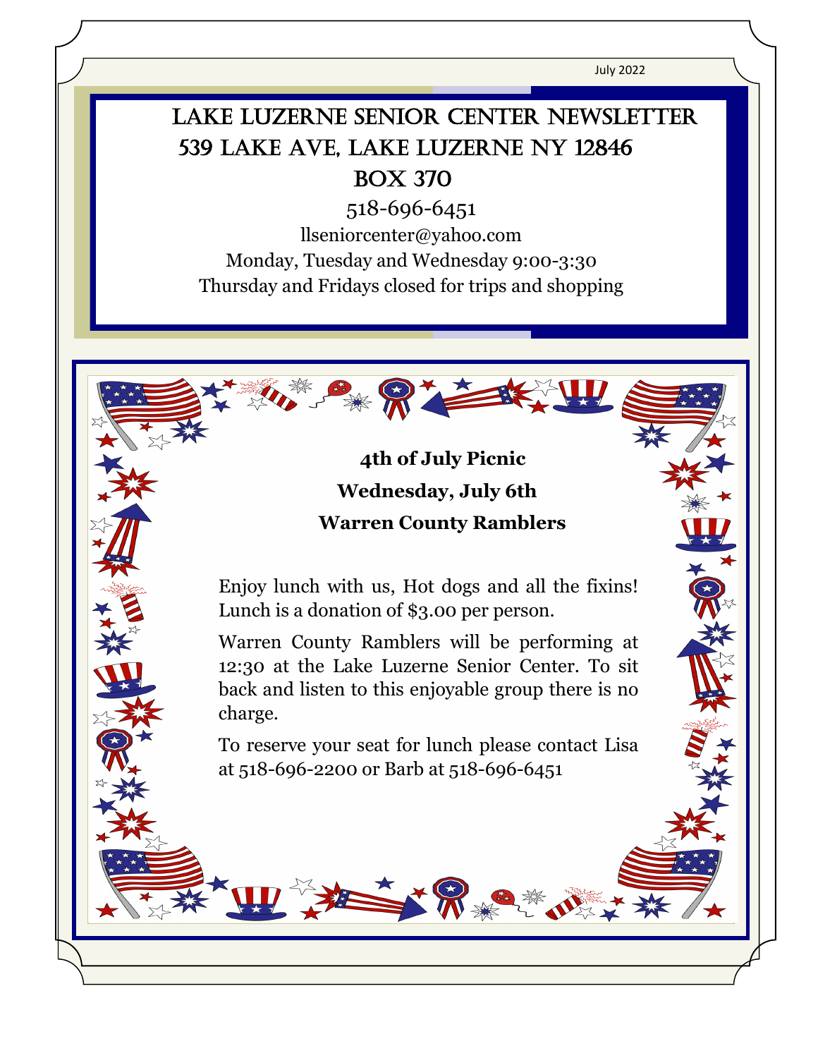July 2022

# Lake Luzerne Senior Center Newsletter

## 539 Lake Ave, Lake Luzerne NY 12846

## Box 370

518-696-6451

llseniorcenter@yahoo.com

Monday, Tuesday and Wednesday 9:00-3:30

Thursday and Fridays closed for trips and shopping

**4th of July Picnic**

**Wednesday, July 6th**

**Warren County Ramblers**

Enjoy lunch with us, Hot dogs and all the fixins! Lunch is a donation of $3.00 per person.

Warren County Ramblers will be performing at 12:30 at the Lake Luzerne Senior Center. To sit back and listen to this enjoyable group there is no charge.

To reserve your seat for lunch please contact Lisa at 518-696-2200 or Barb at 518-696-6451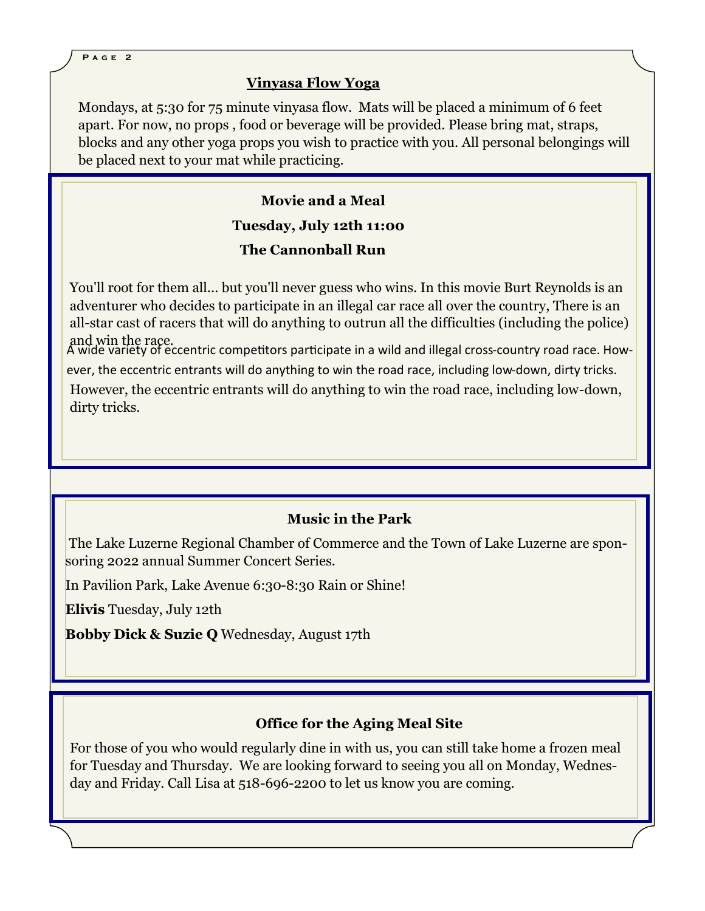## Vinyasa Flow Yoga

Mondays, at 5:30 for 75 minute vinyasa flow. Mats will be placed a minimum of 6 feet apart. For now, no props , food or beverage will be provided. Please bring mat, straps, blocks and any other yoga props you wish to practice with you. All personal belongings will be placed next to your mat while practicing.

**Movie and a Meal**

**Tuesday, July 12th 11:00**

**The Cannonball Run**

You'll root for them all... but you'll never guess who wins. In this movie Burt Reynolds is an adventurer who decides to participate in an illegal car race all over the country, There is an all-star cast of racers that will do anything to outrun all the difficulties (including the police) and win the race.

A wide variety of eccentric competitors participate in a wild and illegal cross-country road race. However, the eccentric entrants will do anything to win the road race, including low-down, dirty tricks. However, the eccentric entrants will do anything to win the road race, including low-down, dirty tricks.

**Music in the Park**

The Lake Luzerne Regional Chamber of Commerce and the Town of Lake Luzerne are sponsoring 2022 annual Summer Concert Series.

In Pavilion Park, Lake Avenue 6:30-8:30 Rain or Shine!

**Elivis** Tuesday, July 12th

**Bobby Dick & Suzie Q** Wednesday, August 17th

**Office for the Aging Meal Site**

For those of you who would regularly dine in with us, you can still take home a frozen meal for Tuesday and Thursday. We are looking forward to seeing you all on Monday, Wednesday and Friday. Call Lisa at 518-696-2200 to let us know you are coming.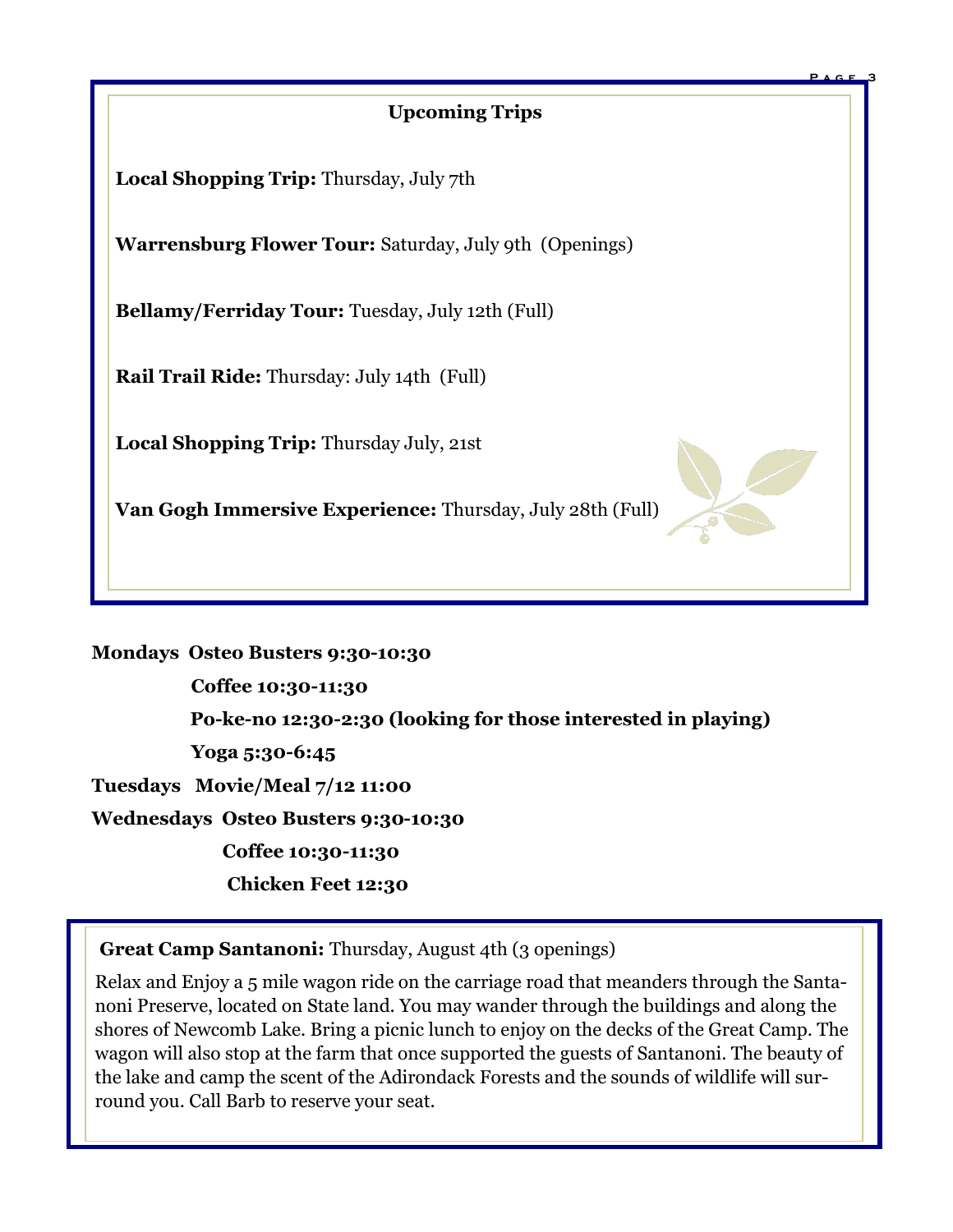## Upcoming Trips

**Local Shopping Trip:** Thursday, July 7th

**Warrensburg Flower Tour:** Saturday, July 9th (Openings)

**Bellamy/Ferriday Tour:** Tuesday, July 12th (Full)

**Rail Trail Ride:** Thursday: July 14th (Full)

**Local Shopping Trip:** Thursday July, 21st

**Van Gogh Immersive Experience:** Thursday, July 28th (Full)

**Mondays Osteo Busters 9:30-10:30**

**Coffee 10:30-11:30**

**Po-ke-no 12:30-2:30 (looking for those interested in playing)**

**Yoga 5:30-6:45**

**Tuesdays Movie/Meal 7/12 11:00**

**Wednesdays Osteo Busters 9:30-10:30**

**Coffee 10:30-11:30**

**Chicken Feet 12:30**

**Great Camp Santanoni:** Thursday, August 4th (3 openings)

Relax and Enjoy a 5 mile wagon ride on the carriage road that meanders through the Santanoni Preserve, located on State land. You may wander through the buildings and along the shores of Newcomb Lake. Bring a picnic lunch to enjoy on the decks of the Great Camp. The wagon will also stop at the farm that once supported the guests of Santanoni. The beauty of the lake and camp the scent of the Adirondack Forests and the sounds of wildlife will surround you. Call Barb to reserve your seat.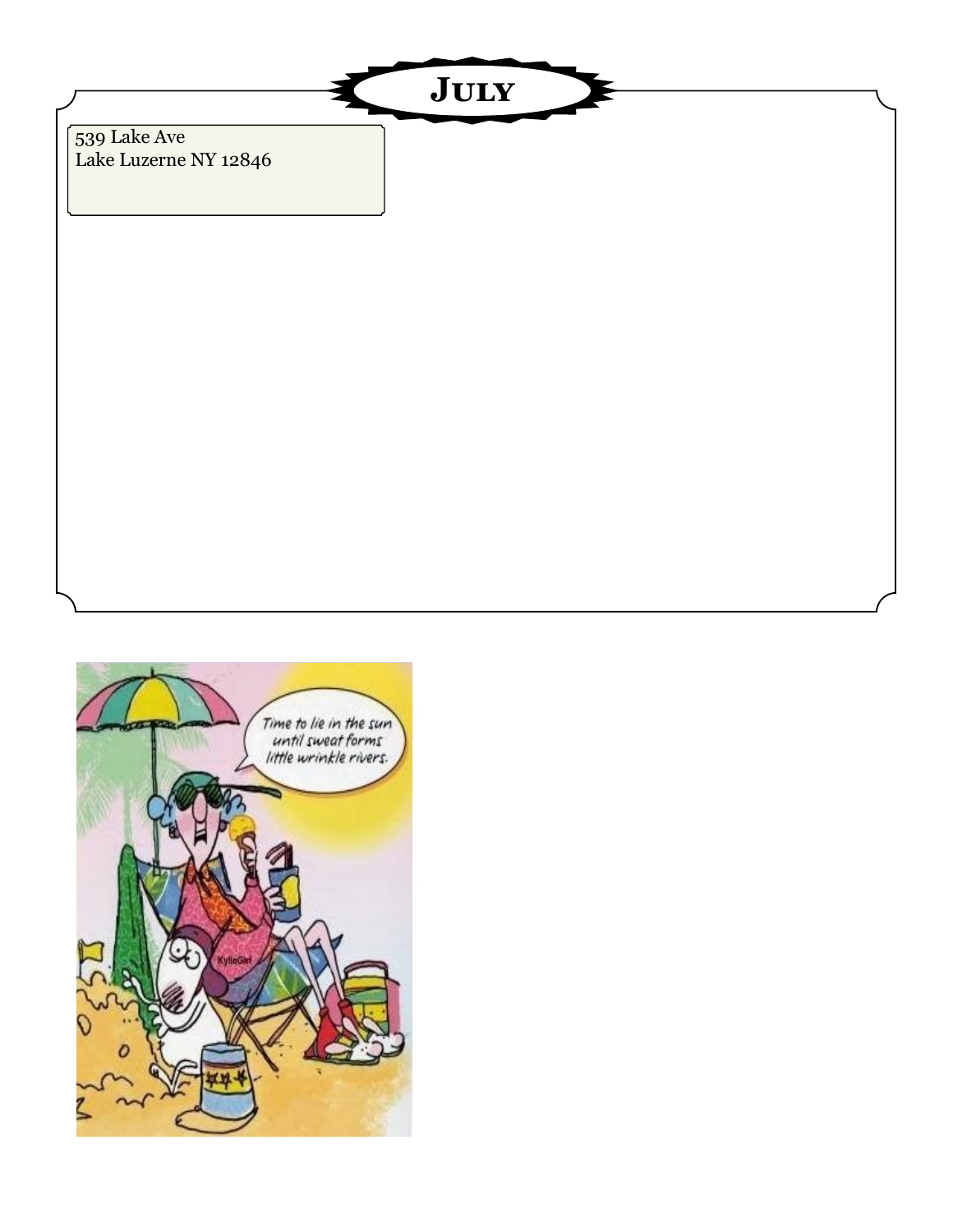# July

539 Lake Ave
Lake Luzerne NY 12846